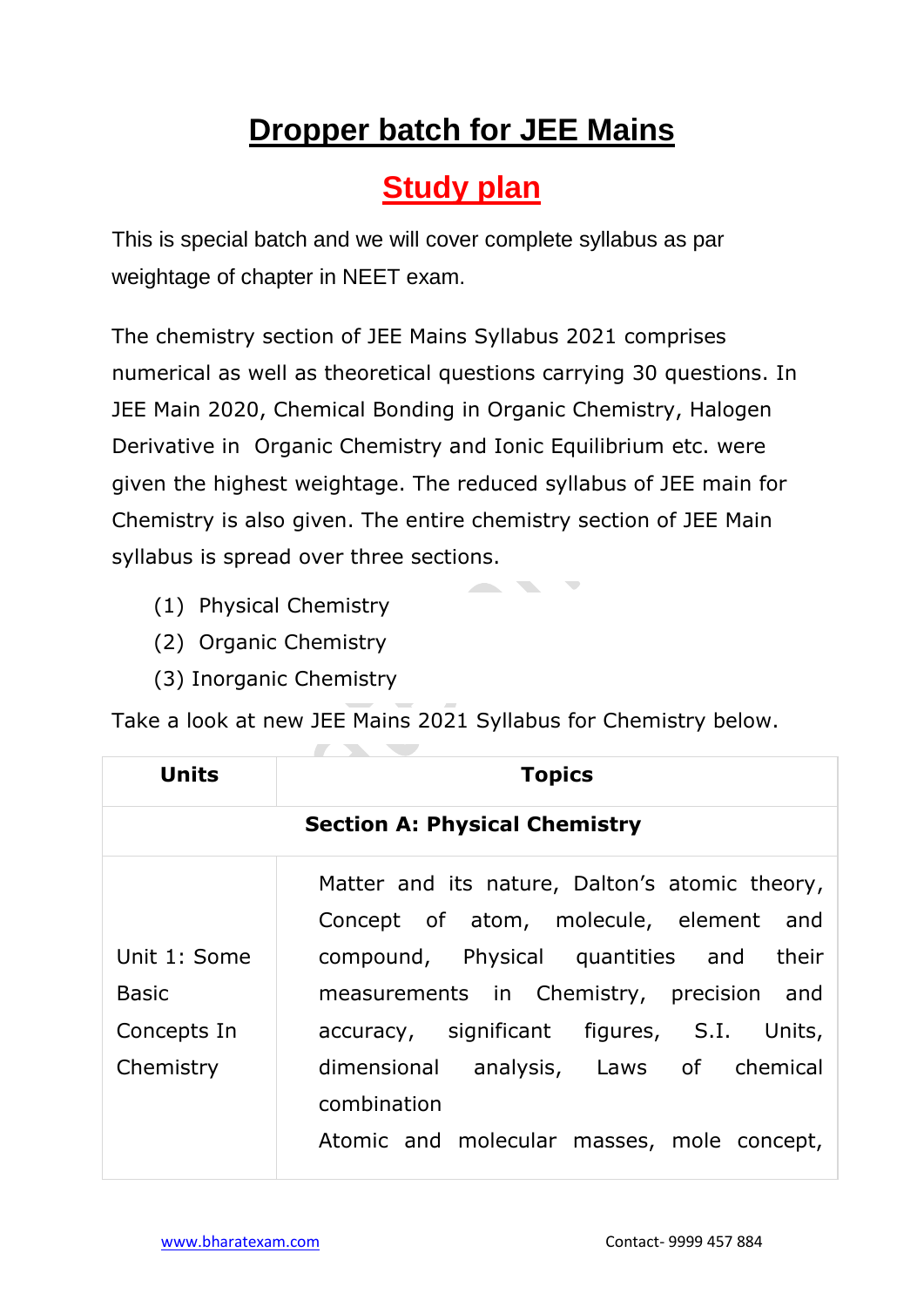# Dropper batch for JEE Mains

## Study plan

This is special batch and we will cover complete syllabus as par weightage of chapter in NEET exam.

The chemistry section of JEE Mains Syllabus 2021 comprises numerical as well as theoretical questions carrying 30 questions. In JEE Main 2020, Chemical Bonding in Organic Chemistry, Halogen Derivative in Organic Chemistry and Ionic Equilibrium etc. were given the highest weightage. The reduced syllabus of JEE main for Chemistry is also given. The entire chemistry section of JEE Main syllabus is spread over three sections.

(1) Physical Chemistry
(2) Organic Chemistry
(3) Inorganic Chemistry

Take a look at new JEE Mains 2021 Syllabus for Chemistry below.

| Units | Topics |
| --- | --- |
| **Section A: Physical Chemistry** | |
| Unit 1: Some Basic Concepts In Chemistry | Matter and its nature, Dalton's atomic theory, Concept of atom, molecule, element and compound, Physical quantities and their measurements in Chemistry, precision and accuracy, significant figures, S.I. Units, dimensional analysis, Laws of chemical combination<br>Atomic and molecular masses, mole concept, |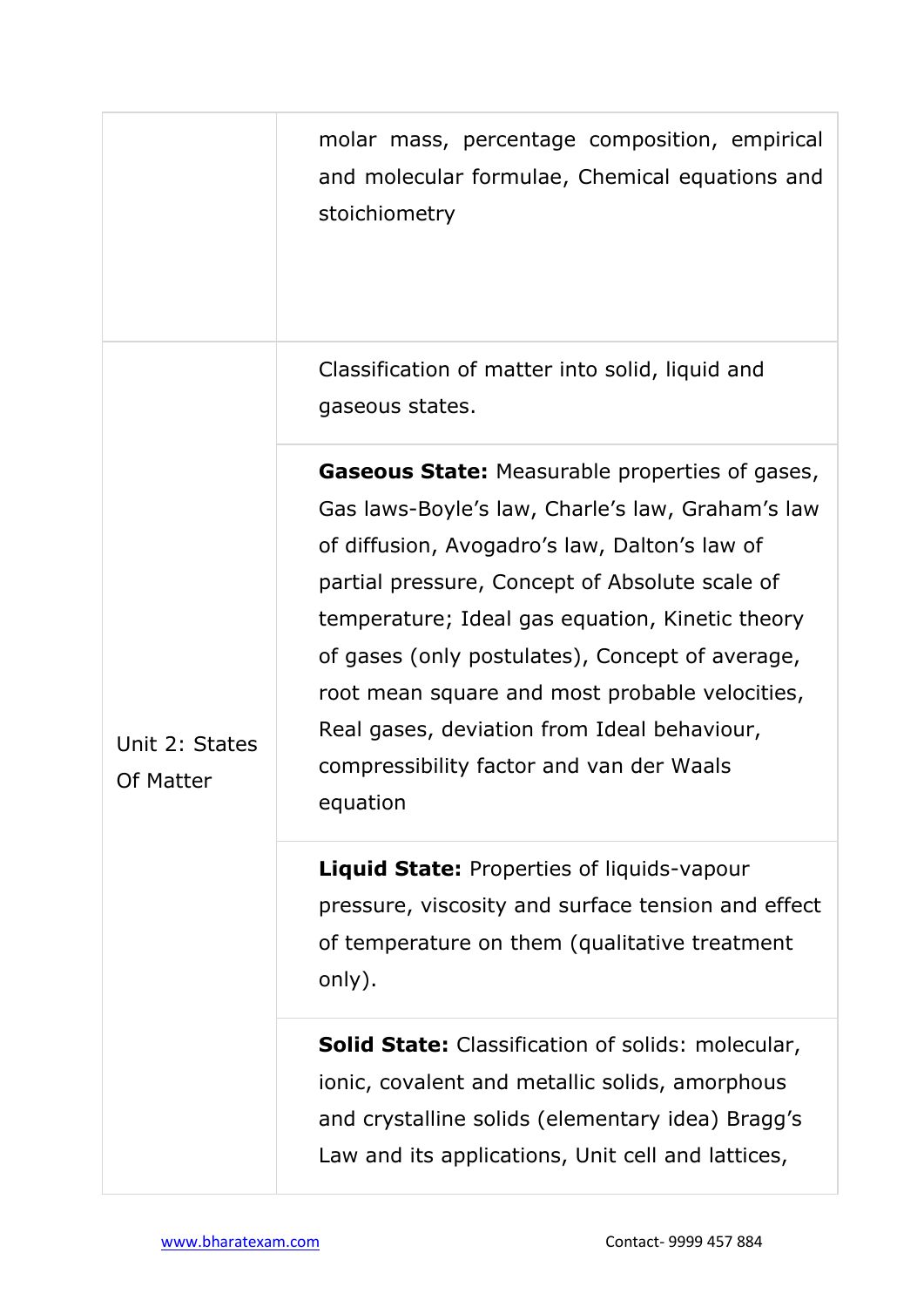| | |
|---|---|
| | molar mass, percentage composition, empirical and molecular formulae, Chemical equations and stoichiometry |
| Unit 2: States Of Matter | Classification of matter into solid, liquid and gaseous states. |
| | **Gaseous State:** Measurable properties of gases, Gas laws-Boyle's law, Charle's law, Graham's law of diffusion, Avogadro's law, Dalton's law of partial pressure, Concept of Absolute scale of temperature; Ideal gas equation, Kinetic theory of gases (only postulates), Concept of average, root mean square and most probable velocities, Real gases, deviation from Ideal behaviour, compressibility factor and van der Waals equation |
| | **Liquid State:** Properties of liquids-vapour pressure, viscosity and surface tension and effect of temperature on them (qualitative treatment only). |
| | **Solid State:** Classification of solids: molecular, ionic, covalent and metallic solids, amorphous and crystalline solids (elementary idea) Bragg's Law and its applications, Unit cell and lattices, |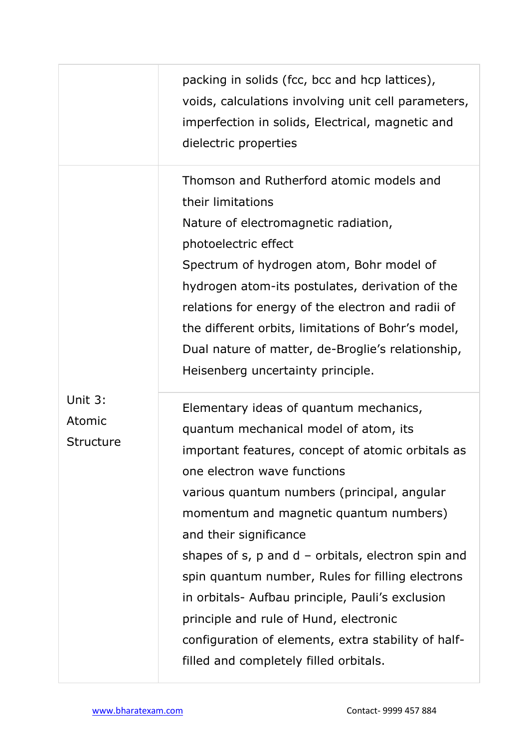| | |
|---|---|
| | packing in solids (fcc, bcc and hcp lattices), voids, calculations involving unit cell parameters, imperfection in solids, Electrical, magnetic and dielectric properties |
| Unit 3: Atomic Structure | Thomson and Rutherford atomic models and their limitations<br>Nature of electromagnetic radiation, photoelectric effect<br>Spectrum of hydrogen atom, Bohr model of hydrogen atom-its postulates, derivation of the relations for energy of the electron and radii of the different orbits, limitations of Bohr's model, Dual nature of matter, de-Broglie's relationship, Heisenberg uncertainty principle. |
| | Elementary ideas of quantum mechanics, quantum mechanical model of atom, its important features, concept of atomic orbitals as one electron wave functions<br>various quantum numbers (principal, angular momentum and magnetic quantum numbers) and their significance<br>shapes of s, p and d – orbitals, electron spin and spin quantum number, Rules for filling electrons in orbitals- Aufbau principle, Pauli's exclusion principle and rule of Hund, electronic configuration of elements, extra stability of half-filled and completely filled orbitals. |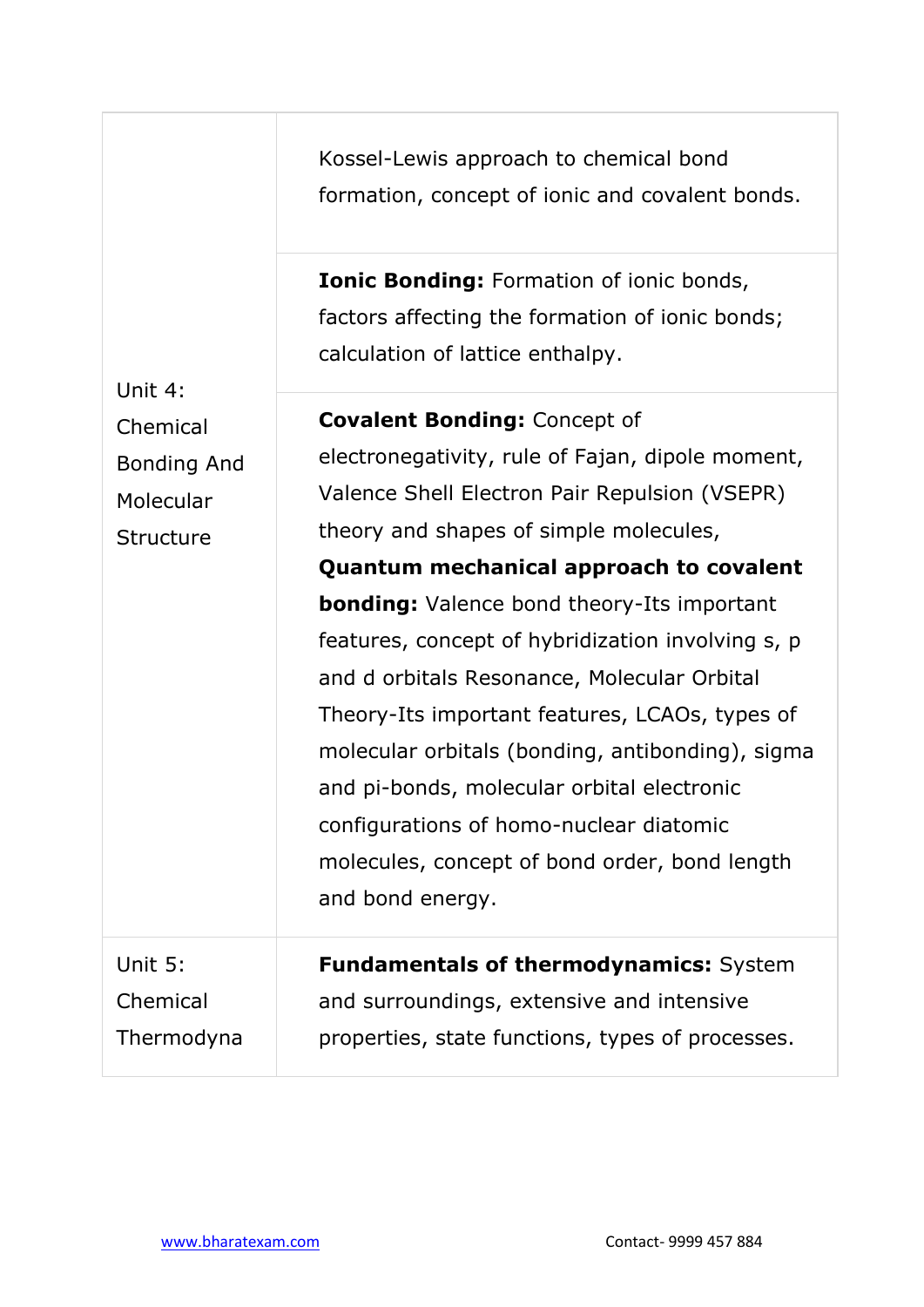| | |
|---|---|
| Unit 4: Chemical Bonding And Molecular Structure | Kossel-Lewis approach to chemical bond formation, concept of ionic and covalent bonds. |
| | **Ionic Bonding:** Formation of ionic bonds, factors affecting the formation of ionic bonds; calculation of lattice enthalpy. |
| | **Covalent Bonding:** Concept of electronegativity, rule of Fajan, dipole moment, Valence Shell Electron Pair Repulsion (VSEPR) theory and shapes of simple molecules, **Quantum mechanical approach to covalent bonding:** Valence bond theory-Its important features, concept of hybridization involving s, p and d orbitals Resonance, Molecular Orbital Theory-Its important features, LCAOs, types of molecular orbitals (bonding, antibonding), sigma and pi-bonds, molecular orbital electronic configurations of homo-nuclear diatomic molecules, concept of bond order, bond length and bond energy. |
| Unit 5: Chemical Thermodyna | **Fundamentals of thermodynamics:** System and surroundings, extensive and intensive properties, state functions, types of processes. |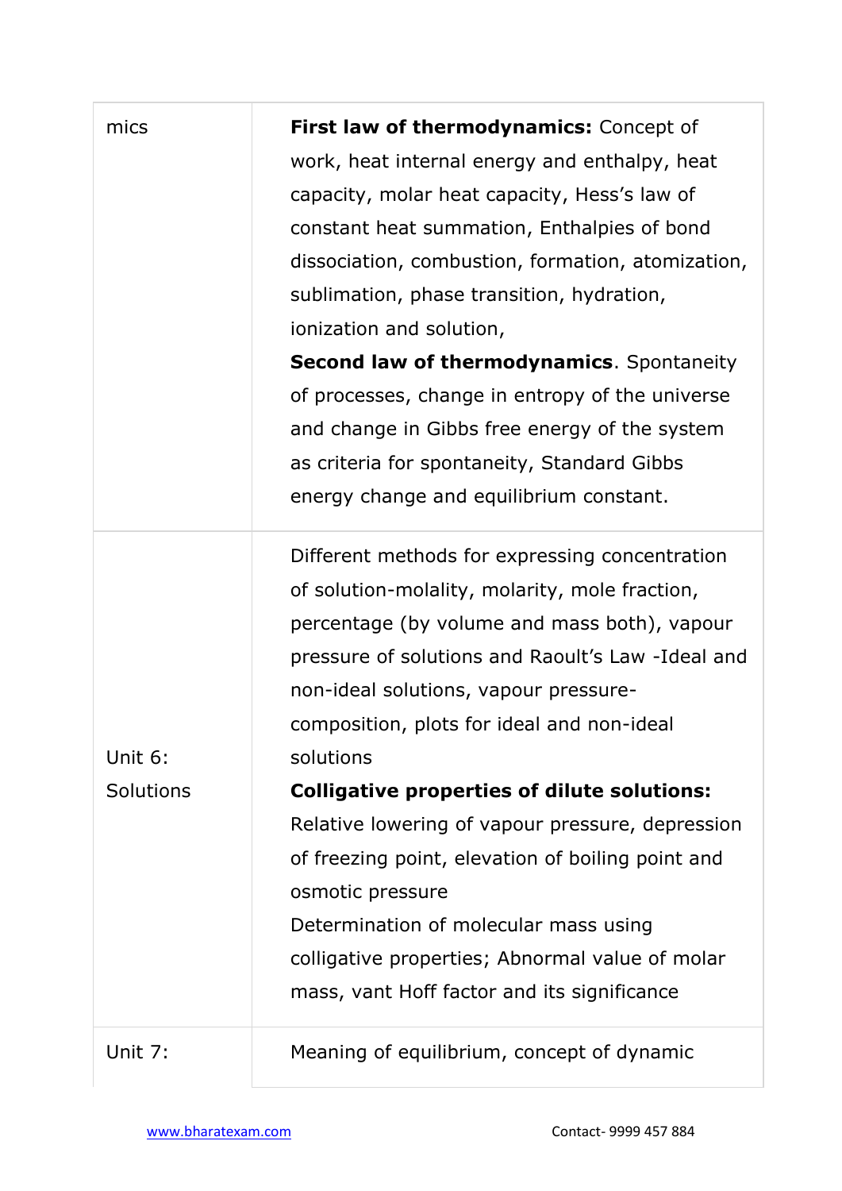| | |
|---|---|
| mics | **First law of thermodynamics:** Concept of work, heat internal energy and enthalpy, heat capacity, molar heat capacity, Hess's law of constant heat summation, Enthalpies of bond dissociation, combustion, formation, atomization, sublimation, phase transition, hydration, ionization and solution,<br>**Second law of thermodynamics**. Spontaneity of processes, change in entropy of the universe and change in Gibbs free energy of the system as criteria for spontaneity, Standard Gibbs energy change and equilibrium constant. |
| Unit 6: Solutions | Different methods for expressing concentration of solution-molality, molarity, mole fraction, percentage (by volume and mass both), vapour pressure of solutions and Raoult's Law -Ideal and non-ideal solutions, vapour pressure-composition, plots for ideal and non-ideal solutions<br>**Colligative properties of dilute solutions:** Relative lowering of vapour pressure, depression of freezing point, elevation of boiling point and osmotic pressure<br>Determination of molecular mass using colligative properties; Abnormal value of molar mass, vant Hoff factor and its significance |
| Unit 7: | Meaning of equilibrium, concept of dynamic |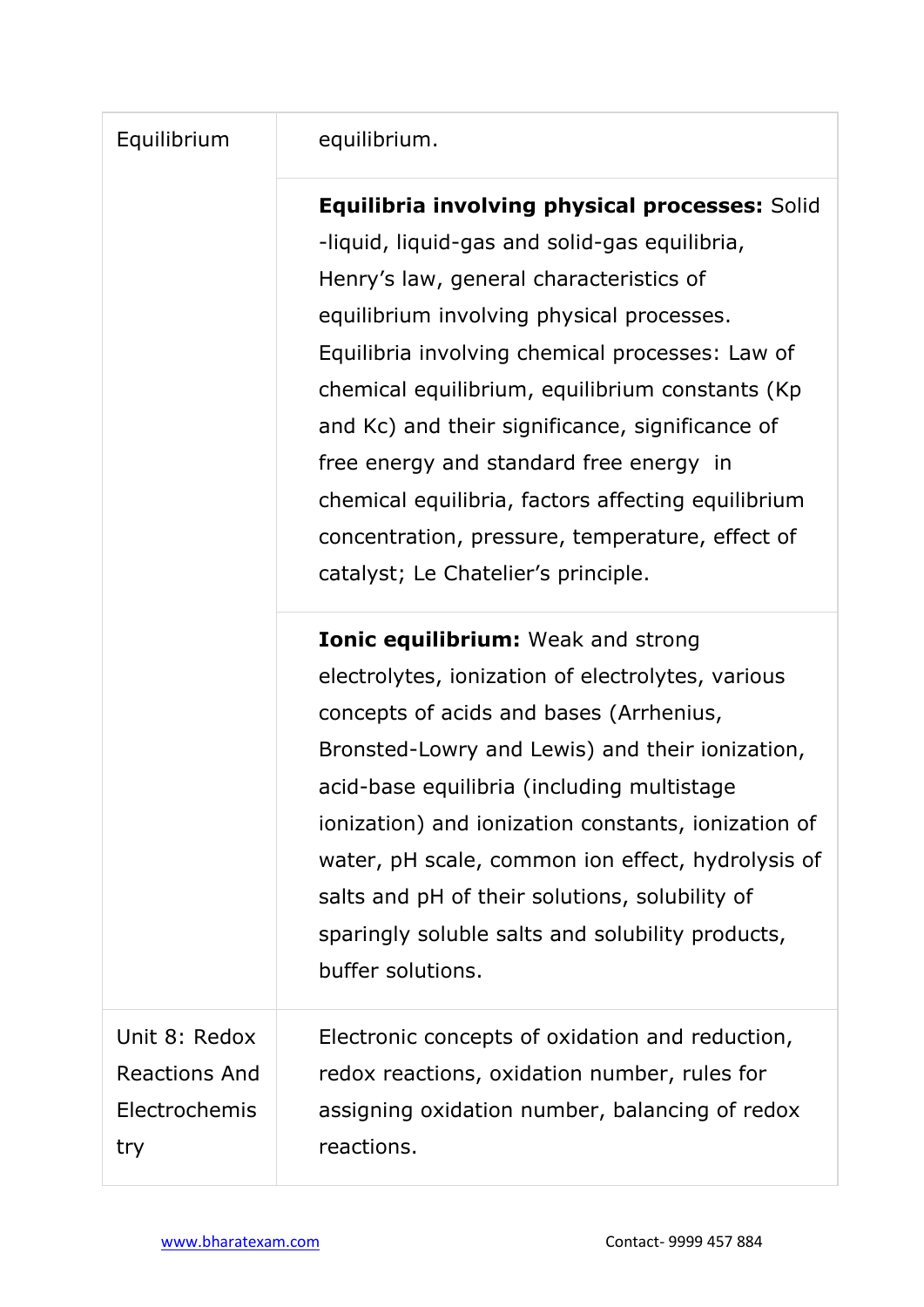| | |
|---|---|
| Equilibrium | equilibrium. |
| | **Equilibria involving physical processes:** Solid -liquid, liquid-gas and solid-gas equilibria, Henry's law, general characteristics of equilibrium involving physical processes. Equilibria involving chemical processes: Law of chemical equilibrium, equilibrium constants ($K_p$ and $K_c$) and their significance, significance of free energy and standard free energy in chemical equilibria, factors affecting equilibrium concentration, pressure, temperature, effect of catalyst; Le Chatelier's principle. |
| | **Ionic equilibrium:** Weak and strong electrolytes, ionization of electrolytes, various concepts of acids and bases (Arrhenius, Bronsted-Lowry and Lewis) and their ionization, acid-base equilibria (including multistage ionization) and ionization constants, ionization of water, pH scale, common ion effect, hydrolysis of salts and pH of their solutions, solubility of sparingly soluble salts and solubility products, buffer solutions. |
| Unit 8: Redox Reactions And Electrochemistry | Electronic concepts of oxidation and reduction, redox reactions, oxidation number, rules for assigning oxidation number, balancing of redox reactions. |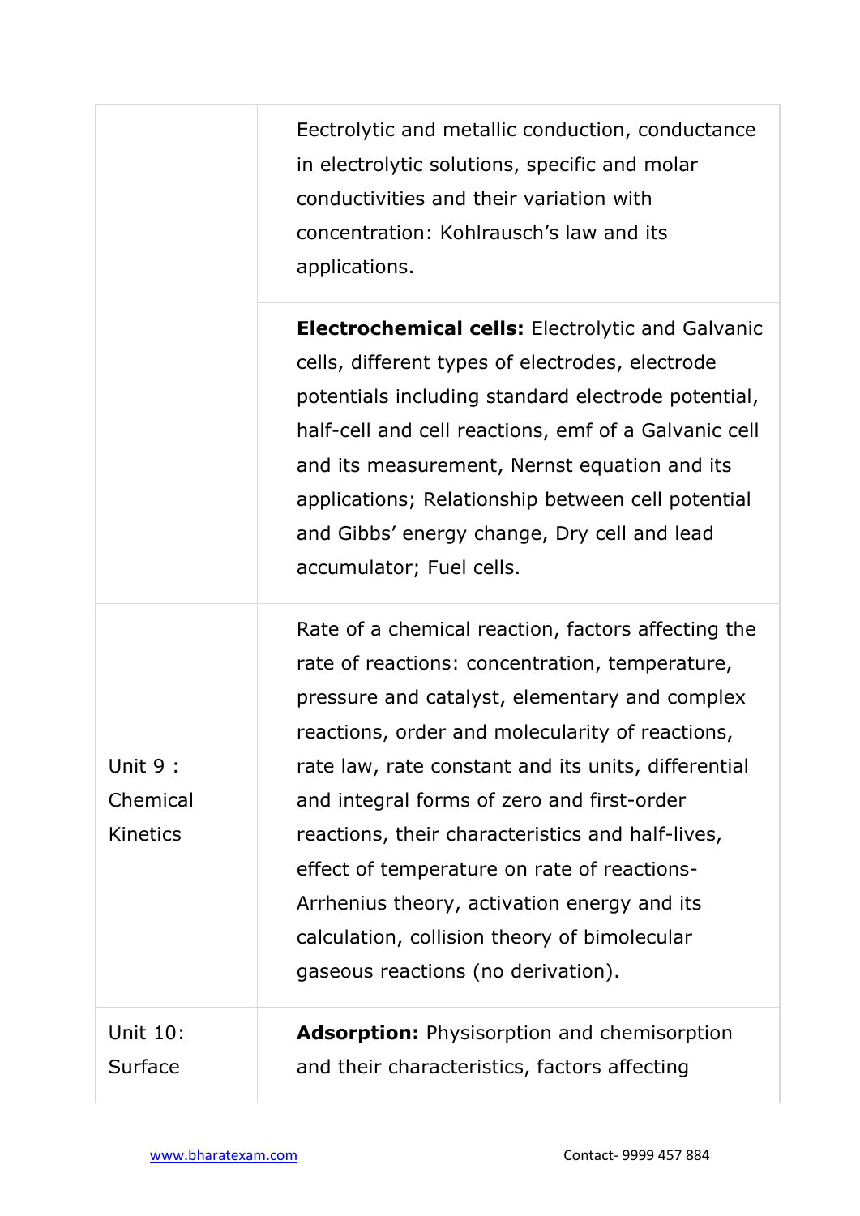| | |
|---|---|
| | Eectrolytic and metallic conduction, conductance in electrolytic solutions, specific and molar conductivities and their variation with concentration: Kohlrausch's law and its applications. |
| | **Electrochemical cells:** Electrolytic and Galvanic cells, different types of electrodes, electrode potentials including standard electrode potential, half-cell and cell reactions, emf of a Galvanic cell and its measurement, Nernst equation and its applications; Relationship between cell potential and Gibbs' energy change, Dry cell and lead accumulator; Fuel cells. |
| Unit 9 : Chemical Kinetics | Rate of a chemical reaction, factors affecting the rate of reactions: concentration, temperature, pressure and catalyst, elementary and complex reactions, order and molecularity of reactions, rate law, rate constant and its units, differential and integral forms of zero and first-order reactions, their characteristics and half-lives, effect of temperature on rate of reactions- Arrhenius theory, activation energy and its calculation, collision theory of bimolecular gaseous reactions (no derivation). |
| Unit 10: Surface | **Adsorption:** Physisorption and chemisorption and their characteristics, factors affecting |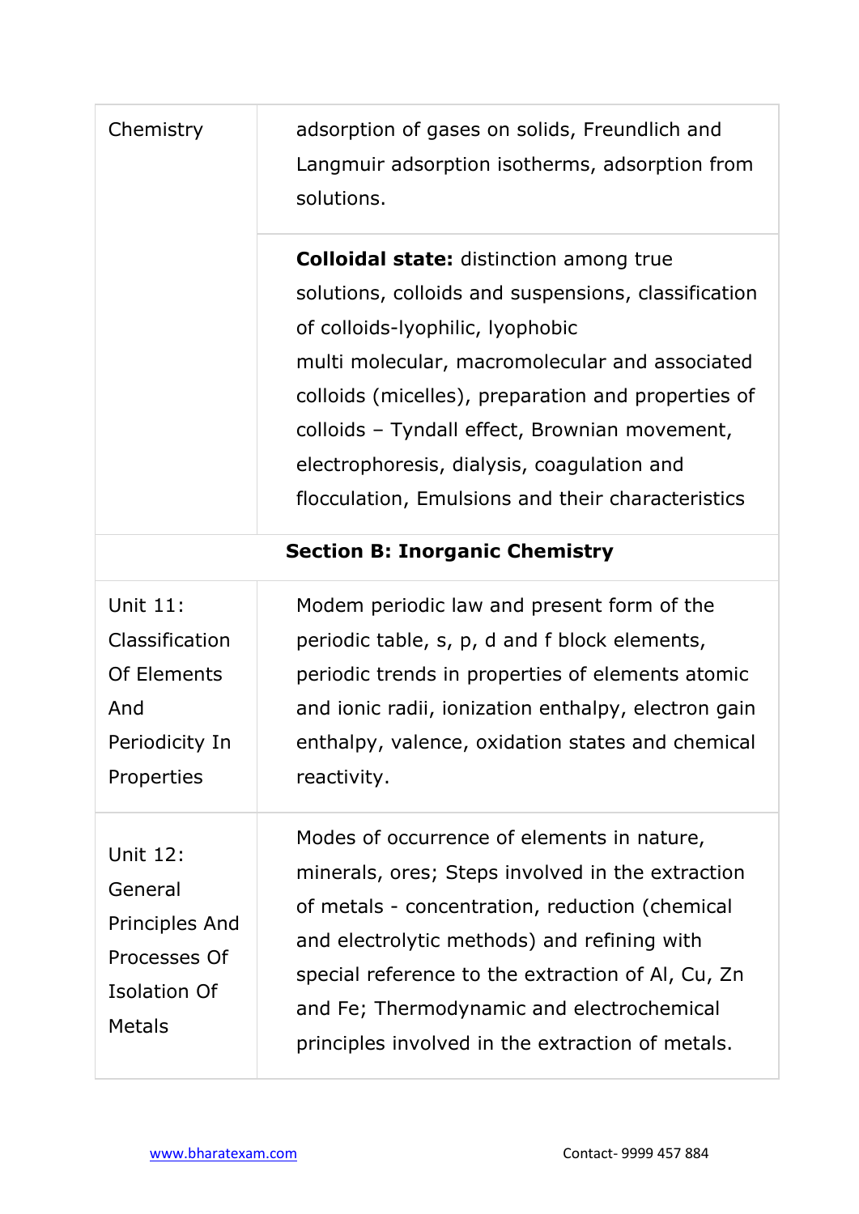| | |
|---|---|
| Chemistry | adsorption of gases on solids, Freundlich and Langmuir adsorption isotherms, adsorption from solutions. |
| | **Colloidal state:** distinction among true solutions, colloids and suspensions, classification of colloids-lyophilic, lyophobic multi molecular, macromolecular and associated colloids (micelles), preparation and properties of colloids – Tyndall effect, Brownian movement, electrophoresis, dialysis, coagulation and flocculation, Emulsions and their characteristics |
| **Section B: Inorganic Chemistry** | |
| Unit 11: Classification Of Elements And Periodicity In Properties | Modem periodic law and present form of the periodic table, s, p, d and f block elements, periodic trends in properties of elements atomic and ionic radii, ionization enthalpy, electron gain enthalpy, valence, oxidation states and chemical reactivity. |
| Unit 12: General Principles And Processes Of Isolation Of Metals | Modes of occurrence of elements in nature, minerals, ores; Steps involved in the extraction of metals - concentration, reduction (chemical and electrolytic methods) and refining with special reference to the extraction of Al, Cu, Zn and Fe; Thermodynamic and electrochemical principles involved in the extraction of metals. |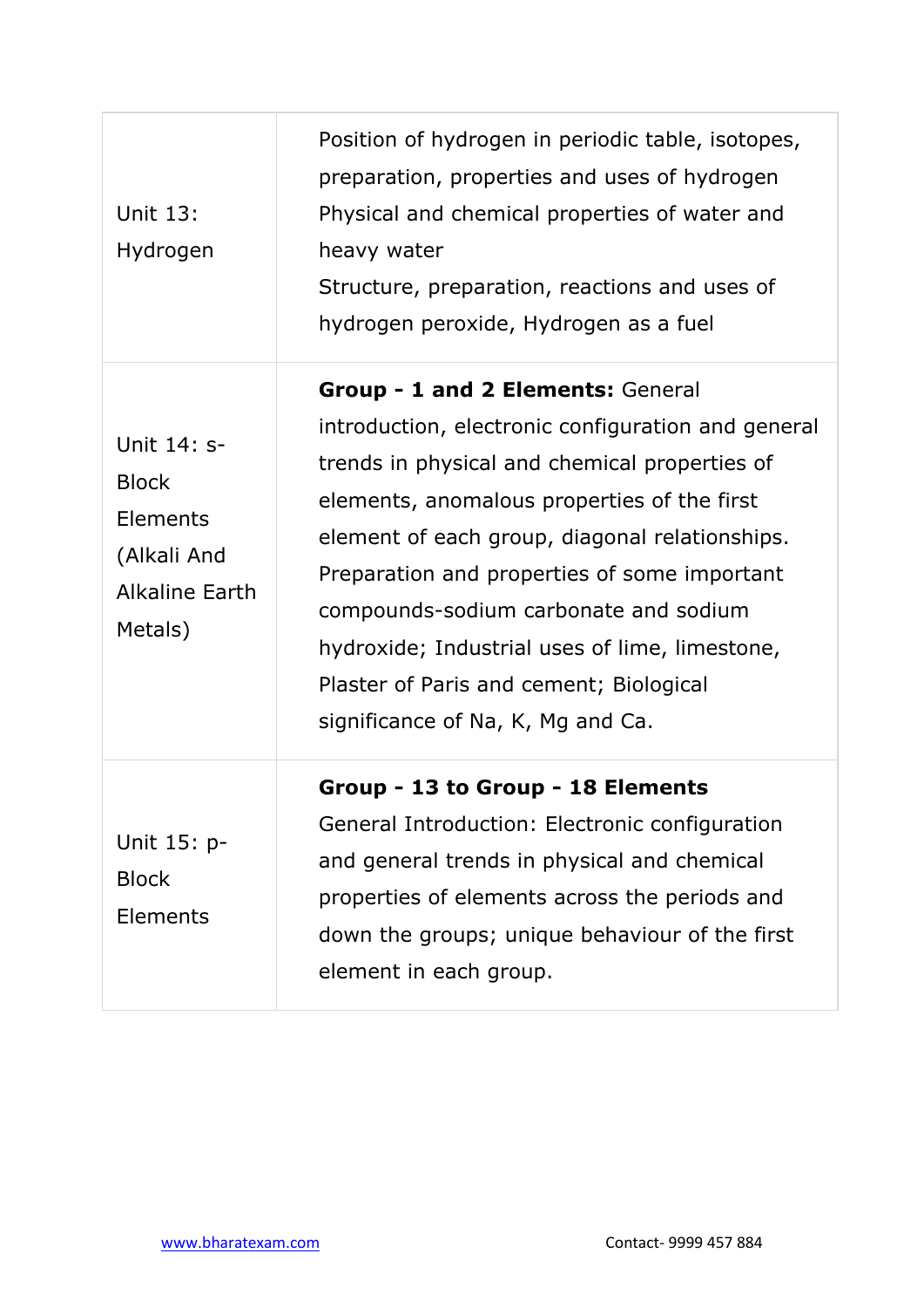| | |
|---|---|
| Unit 13: Hydrogen | Position of hydrogen in periodic table, isotopes, preparation, properties and uses of hydrogen Physical and chemical properties of water and heavy water Structure, preparation, reactions and uses of hydrogen peroxide, Hydrogen as a fuel |
| Unit 14: s-Block Elements (Alkali And Alkaline Earth Metals) | **Group - 1 and 2 Elements:** General introduction, electronic configuration and general trends in physical and chemical properties of elements, anomalous properties of the first element of each group, diagonal relationships. Preparation and properties of some important compounds-sodium carbonate and sodium hydroxide; Industrial uses of lime, limestone, Plaster of Paris and cement; Biological significance of Na, K, Mg and Ca. |
| Unit 15: p-Block Elements | **Group - 13 to Group - 18 Elements** General Introduction: Electronic configuration and general trends in physical and chemical properties of elements across the periods and down the groups; unique behaviour of the first element in each group. |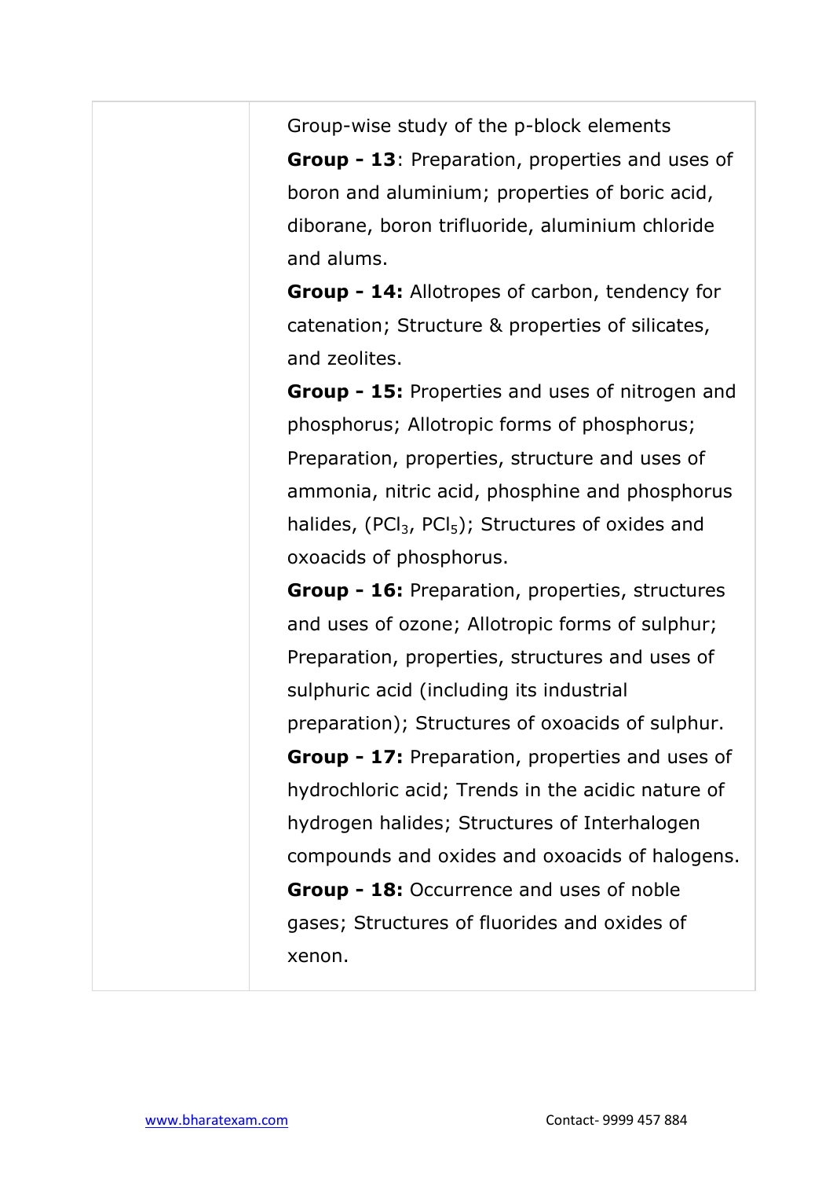| | Group-wise study of the p-block elements<br>**Group - 13**: Preparation, properties and uses of boron and aluminium; properties of boric acid, diborane, boron trifluoride, aluminium chloride and alums.<br>**Group - 14:** Allotropes of carbon, tendency for catenation; Structure & properties of silicates, and zeolites.<br>**Group - 15:** Properties and uses of nitrogen and phosphorus; Allotropic forms of phosphorus; Preparation, properties, structure and uses of ammonia, nitric acid, phosphine and phosphorus halides, ($PCl_3$, $PCl_5$); Structures of oxides and oxoacids of phosphorus.<br>**Group - 16:** Preparation, properties, structures and uses of ozone; Allotropic forms of sulphur; Preparation, properties, structures and uses of sulphuric acid (including its industrial preparation); Structures of oxoacids of sulphur.<br>**Group - 17:** Preparation, properties and uses of hydrochloric acid; Trends in the acidic nature of hydrogen halides; Structures of Interhalogen compounds and oxides and oxoacids of halogens.<br>**Group - 18:** Occurrence and uses of noble gases; Structures of fluorides and oxides of xenon. |
|---|---|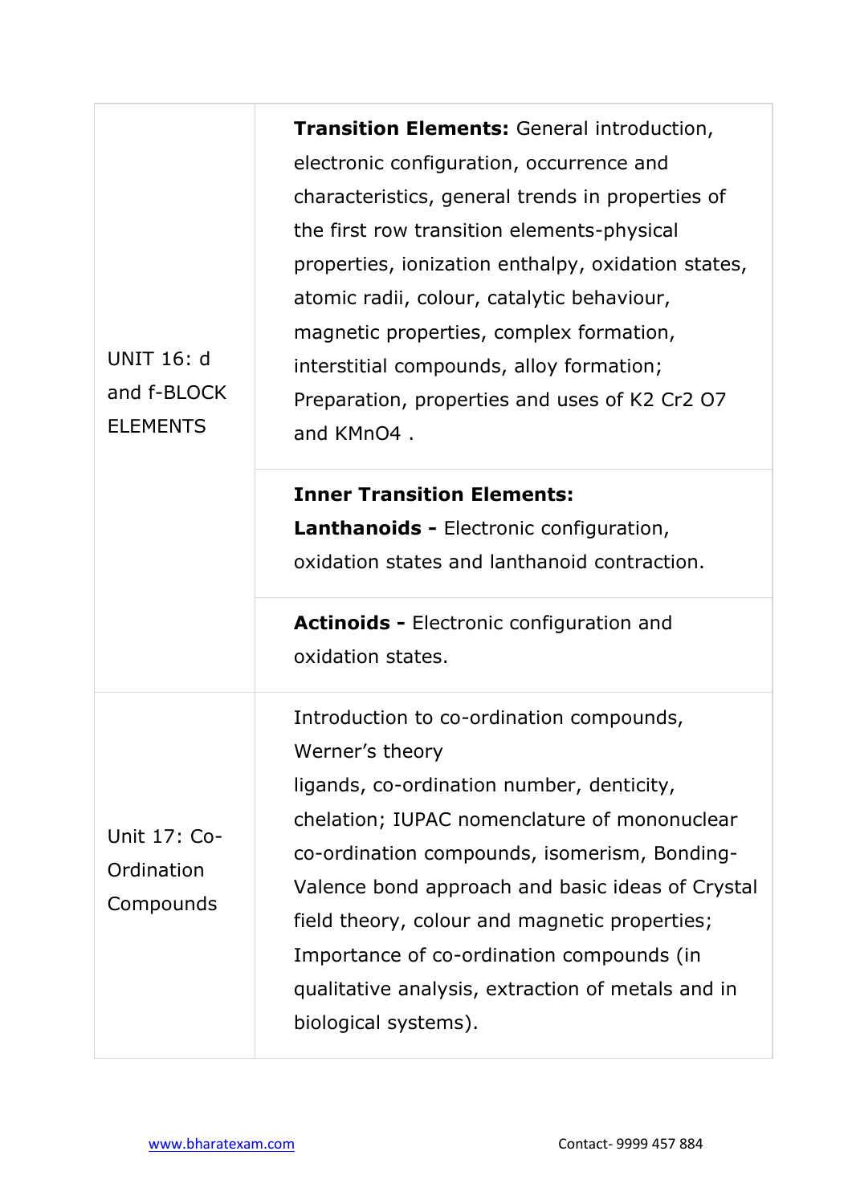| | |
|---|---|
| UNIT 16: d and f-BLOCK ELEMENTS | **Transition Elements:** General introduction, electronic configuration, occurrence and characteristics, general trends in properties of the first row transition elements-physical properties, ionization enthalpy, oxidation states, atomic radii, colour, catalytic behaviour, magnetic properties, complex formation, interstitial compounds, alloy formation; Preparation, properties and uses of $K_2Cr_2O_7$ and $KMnO_4$ . |
| | **Inner Transition Elements:** **Lanthanoids -** Electronic configuration, oxidation states and lanthanoid contraction. |
| | **Actinoids -** Electronic configuration and oxidation states. |
| Unit 17: Co-Ordination Compounds | Introduction to co-ordination compounds, Werner's theory ligands, co-ordination number, denticity, chelation; IUPAC nomenclature of mononuclear co-ordination compounds, isomerism, Bonding-Valence bond approach and basic ideas of Crystal field theory, colour and magnetic properties; Importance of co-ordination compounds (in qualitative analysis, extraction of metals and in biological systems). |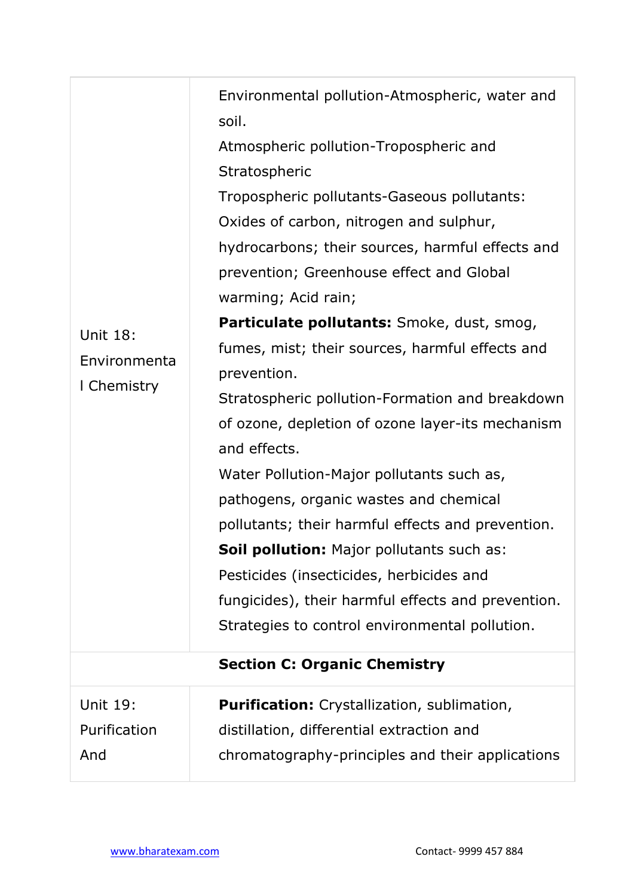| | |
|---|---|
| Unit 18: Environmental Chemistry | Environmental pollution-Atmospheric, water and soil.<br>Atmospheric pollution-Tropospheric and Stratospheric<br>Tropospheric pollutants-Gaseous pollutants: Oxides of carbon, nitrogen and sulphur, hydrocarbons; their sources, harmful effects and prevention; Greenhouse effect and Global warming; Acid rain;<br>**Particulate pollutants:** Smoke, dust, smog, fumes, mist; their sources, harmful effects and prevention.<br>Stratospheric pollution-Formation and breakdown of ozone, depletion of ozone layer-its mechanism and effects.<br>Water Pollution-Major pollutants such as, pathogens, organic wastes and chemical pollutants; their harmful effects and prevention.<br>**Soil pollution:** Major pollutants such as: Pesticides (insecticides, herbicides and fungicides), their harmful effects and prevention.<br>Strategies to control environmental pollution. |
| | **Section C: Organic Chemistry** |
| Unit 19: Purification And | **Purification:** Crystallization, sublimation, distillation, differential extraction and chromatography-principles and their applications |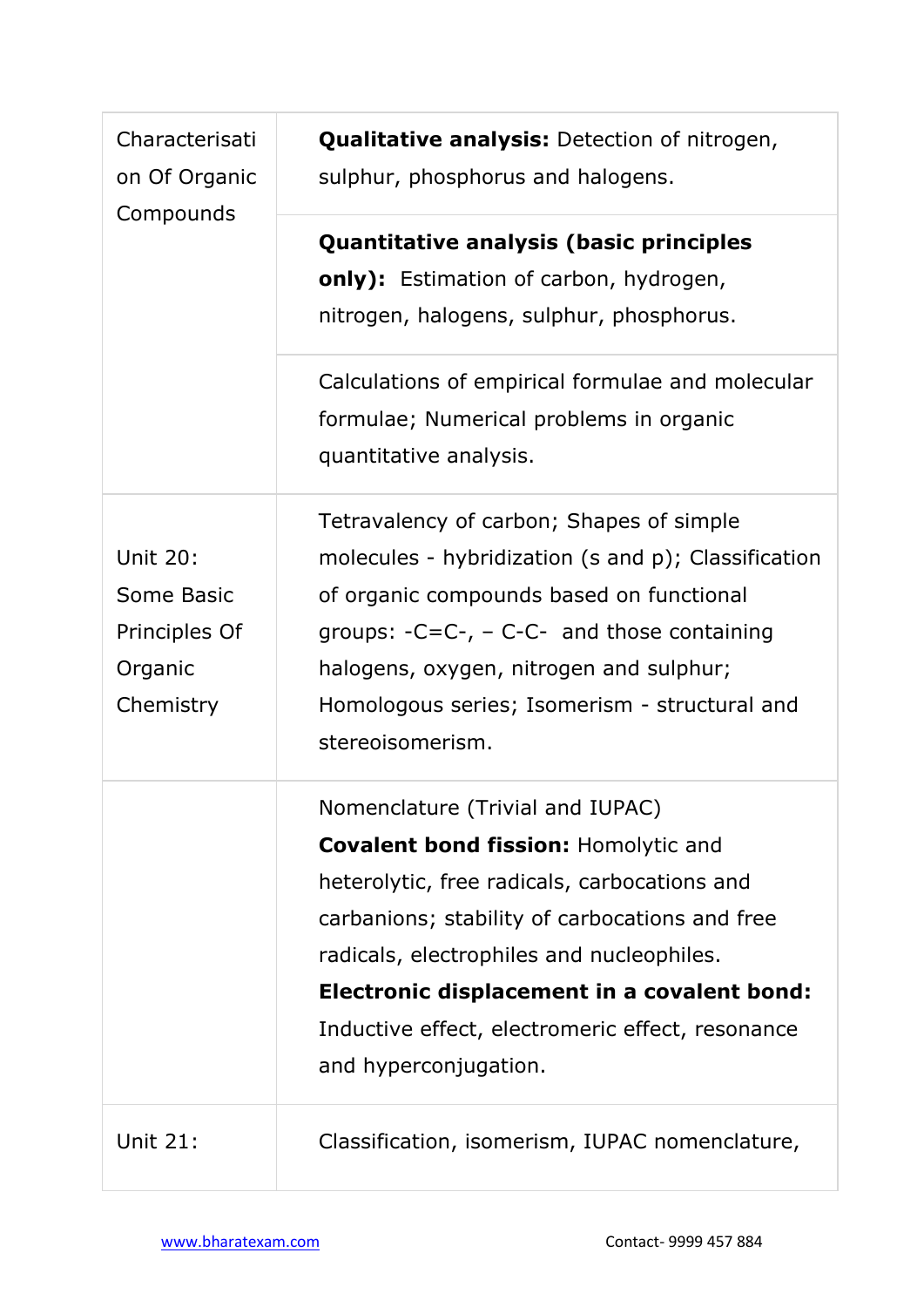| | |
|---|---|
| Characterisation Of Organic Compounds | **Qualitative analysis:** Detection of nitrogen, sulphur, phosphorus and halogens. |
| | **Quantitative analysis (basic principles only):** Estimation of carbon, hydrogen, nitrogen, halogens, sulphur, phosphorus. |
| | Calculations of empirical formulae and molecular formulae; Numerical problems in organic quantitative analysis. |
| Unit 20: Some Basic Principles Of Organic Chemistry | Tetravalency of carbon; Shapes of simple molecules - hybridization (s and p); Classification of organic compounds based on functional groups: -C=C-, – C-C- and those containing halogens, oxygen, nitrogen and sulphur; Homologous series; Isomerism - structural and stereoisomerism. |
| | Nomenclature (Trivial and IUPAC) **Covalent bond fission:** Homolytic and heterolytic, free radicals, carbocations and carbanions; stability of carbocations and free radicals, electrophiles and nucleophiles. **Electronic displacement in a covalent bond:** Inductive effect, electromeric effect, resonance and hyperconjugation. |
| Unit 21: | Classification, isomerism, IUPAC nomenclature, |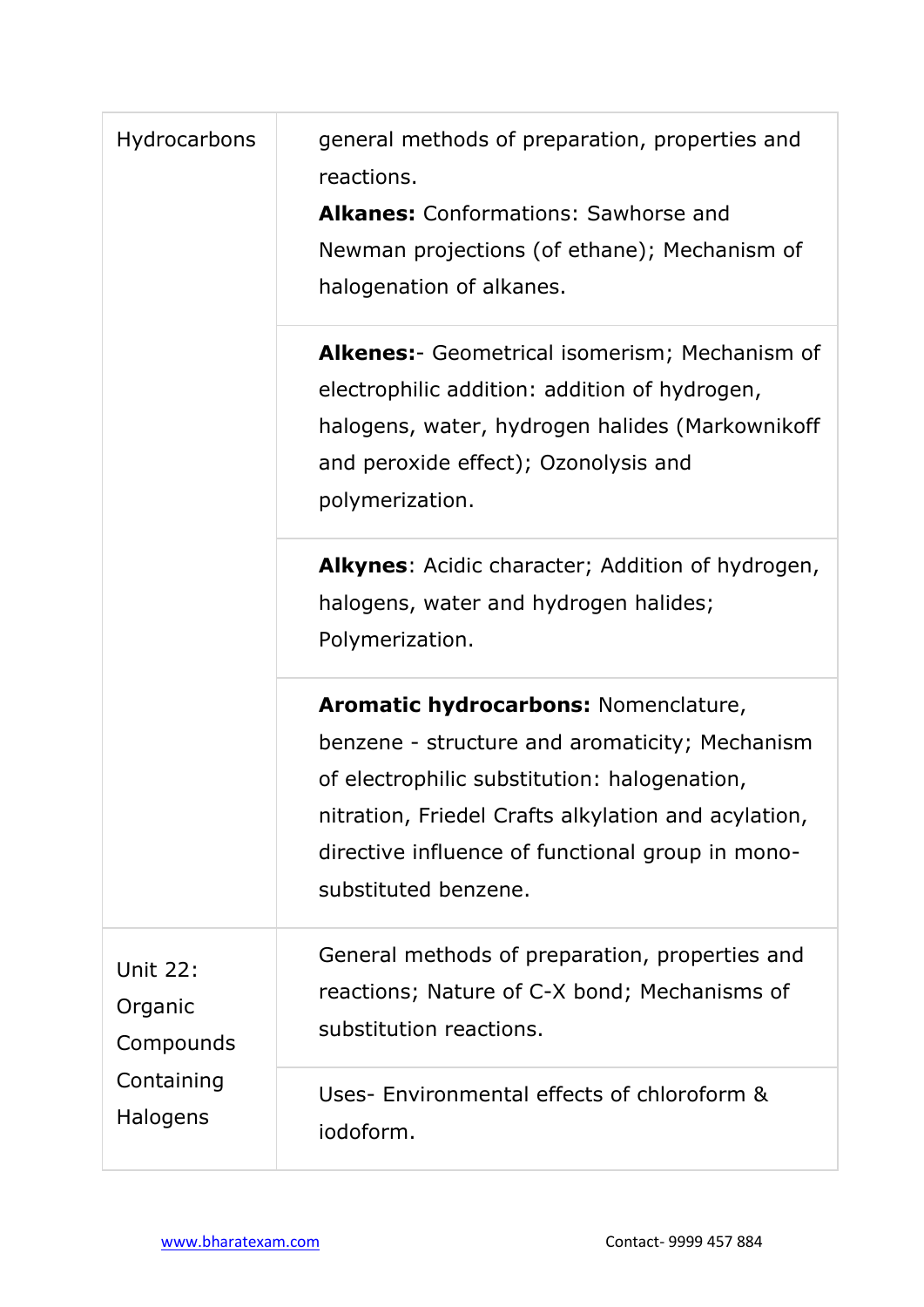| | |
|---|---|
| Hydrocarbons | general methods of preparation, properties and reactions.<br>**Alkanes:** Conformations: Sawhorse and Newman projections (of ethane); Mechanism of halogenation of alkanes. |
| | **Alkenes:**- Geometrical isomerism; Mechanism of electrophilic addition: addition of hydrogen, halogens, water, hydrogen halides (Markownikoff and peroxide effect); Ozonolysis and polymerization. |
| | **Alkynes**: Acidic character; Addition of hydrogen, halogens, water and hydrogen halides; Polymerization. |
| | **Aromatic hydrocarbons:** Nomenclature, benzene - structure and aromaticity; Mechanism of electrophilic substitution: halogenation, nitration, Friedel Crafts alkylation and acylation, directive influence of functional group in mono-substituted benzene. |
| Unit 22: Organic Compounds Containing Halogens | General methods of preparation, properties and reactions; Nature of C-X bond; Mechanisms of substitution reactions. |
| | Uses- Environmental effects of chloroform & iodoform. |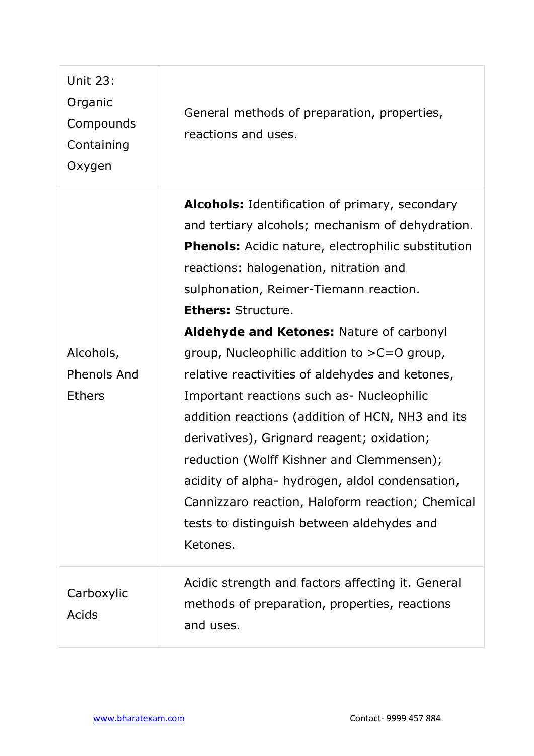| Unit 23: Organic Compounds Containing Oxygen | General methods of preparation, properties, reactions and uses. |
|---|---|
| Alcohols, Phenols And Ethers | **Alcohols:** Identification of primary, secondary and tertiary alcohols; mechanism of dehydration. **Phenols:** Acidic nature, electrophilic substitution reactions: halogenation, nitration and sulphonation, Reimer-Tiemann reaction. **Ethers:** Structure. **Aldehyde and Ketones:** Nature of carbonyl group, Nucleophilic addition to >C=O group, relative reactivities of aldehydes and ketones, Important reactions such as- Nucleophilic addition reactions (addition of HCN, $NH_3$ and its derivatives), Grignard reagent; oxidation; reduction (Wolff Kishner and Clemmensen); acidity of alpha- hydrogen, aldol condensation, Cannizzaro reaction, Haloform reaction; Chemical tests to distinguish between aldehydes and Ketones. |
| Carboxylic Acids | Acidic strength and factors affecting it. General methods of preparation, properties, reactions and uses. |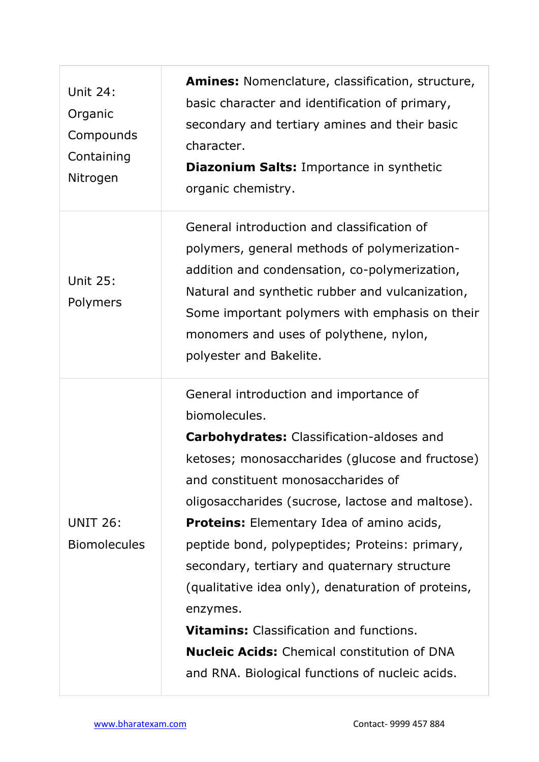| | |
|---|---|
| Unit 24: Organic Compounds Containing Nitrogen | **Amines:** Nomenclature, classification, structure, basic character and identification of primary, secondary and tertiary amines and their basic character.<br>**Diazonium Salts:** Importance in synthetic organic chemistry. |
| Unit 25: Polymers | General introduction and classification of polymers, general methods of polymerization-addition and condensation, co-polymerization, Natural and synthetic rubber and vulcanization, Some important polymers with emphasis on their monomers and uses of polythene, nylon, polyester and Bakelite. |
| UNIT 26: Biomolecules | General introduction and importance of biomolecules.<br>**Carbohydrates:** Classification-aldoses and ketoses; monosaccharides (glucose and fructose) and constituent monosaccharides of oligosaccharides (sucrose, lactose and maltose).<br>**Proteins:** Elementary Idea of amino acids, peptide bond, polypeptides; Proteins: primary, secondary, tertiary and quaternary structure (qualitative idea only), denaturation of proteins, enzymes.<br>**Vitamins:** Classification and functions.<br>**Nucleic Acids:** Chemical constitution of DNA and RNA. Biological functions of nucleic acids. |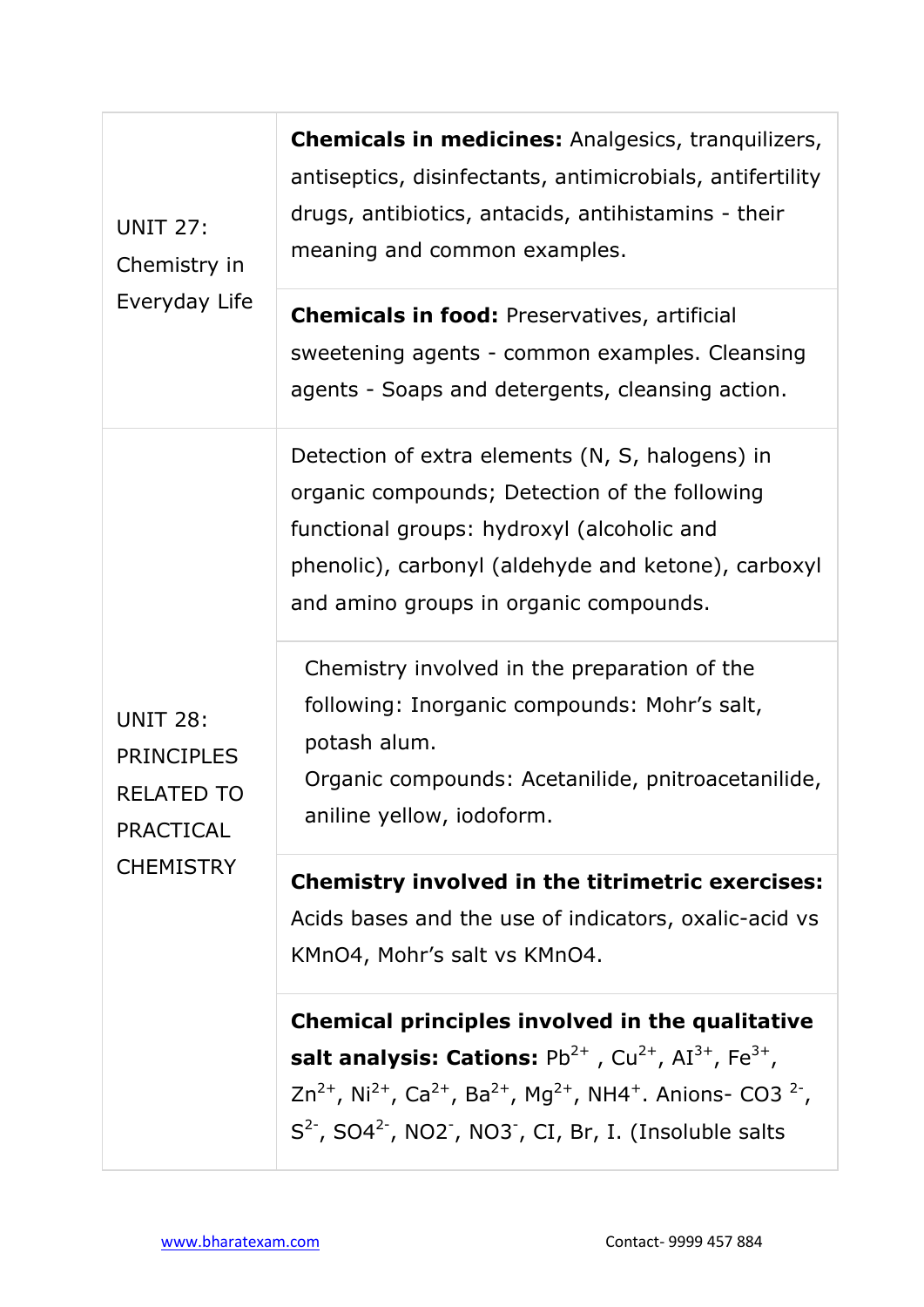| | |
|---|---|
| UNIT 27: Chemistry in Everyday Life | **Chemicals in medicines:** Analgesics, tranquilizers, antiseptics, disinfectants, antimicrobials, antifertility drugs, antibiotics, antacids, antihistamins - their meaning and common examples. |
| | **Chemicals in food:** Preservatives, artificial sweetening agents - common examples. Cleansing agents - Soaps and detergents, cleansing action. |
| UNIT 28: PRINCIPLES RELATED TO PRACTICAL CHEMISTRY | Detection of extra elements (N, S, halogens) in organic compounds; Detection of the following functional groups: hydroxyl (alcoholic and phenolic), carbonyl (aldehyde and ketone), carboxyl and amino groups in organic compounds. |
| | Chemistry involved in the preparation of the following: Inorganic compounds: Mohr's salt, potash alum. Organic compounds: Acetanilide, pnitroacetanilide, aniline yellow, iodoform. |
| | **Chemistry involved in the titrimetric exercises:** Acids bases and the use of indicators, oxalic-acid vs $KMnO_4$, Mohr's salt vs $KMnO_4$. |
| | **Chemical principles involved in the qualitative salt analysis: Cations:** $Pb^{2+}$ , $Cu^{2+}$, $Al^{3+}$, $Fe^{3+}$, $Zn^{2+}$, $Ni^{2+}$, $Ca^{2+}$, $Ba^{2+}$, $Mg^{2+}$, $NH_4^+$. Anions- $CO_3^{2-}$, $S^{2-}$, $SO_4^{2-}$, $NO_2^-$, $NO_3^-$, Cl, Br, I. (Insoluble salts |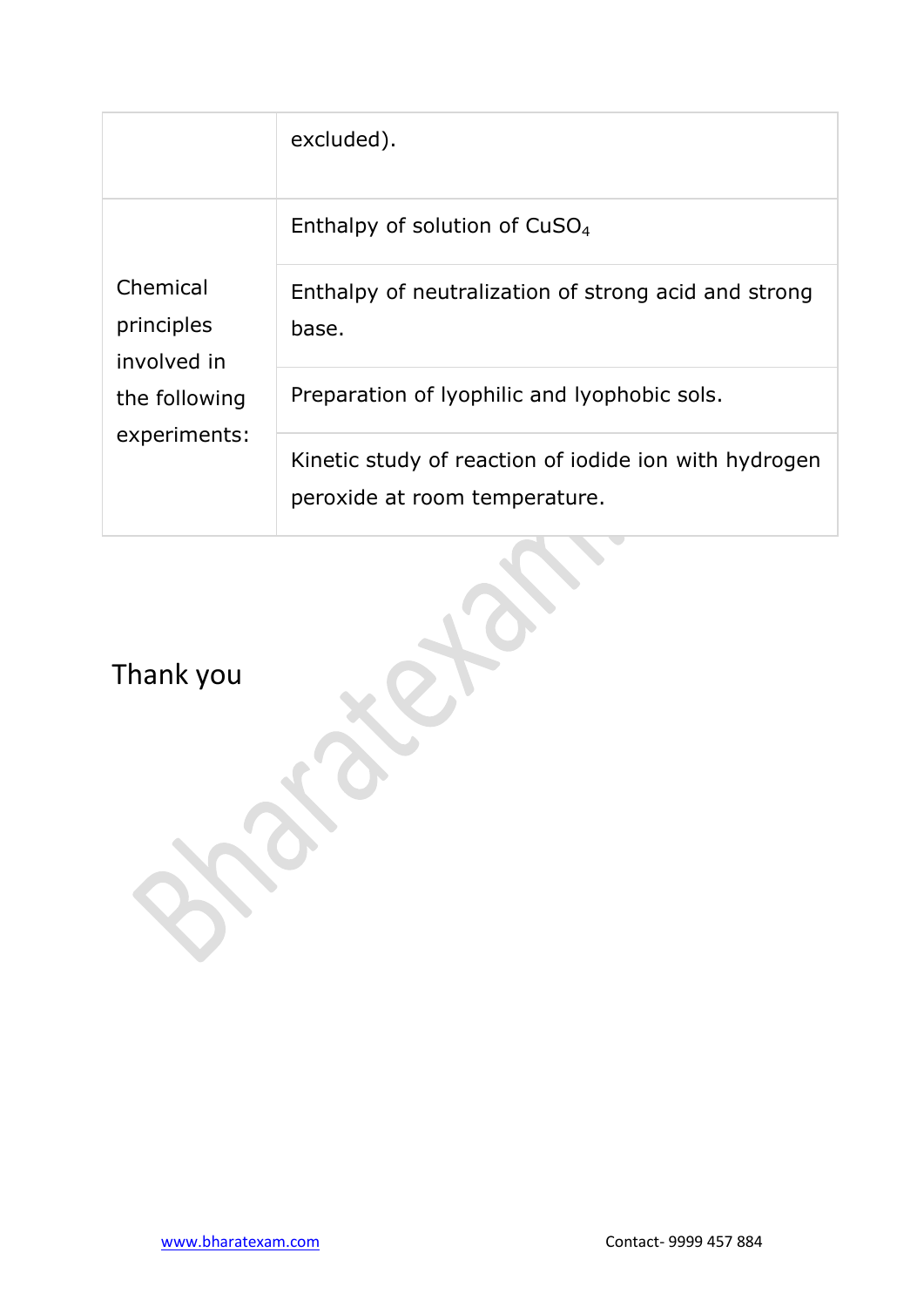| | |
|---|---|
| | excluded). |
| Chemical principles involved in the following experiments: | Enthalpy of solution of $CuSO_4$ |
| | Enthalpy of neutralization of strong acid and strong base. |
| | Preparation of lyophilic and lyophobic sols. |
| | Kinetic study of reaction of iodide ion with hydrogen peroxide at room temperature. |

Thank you